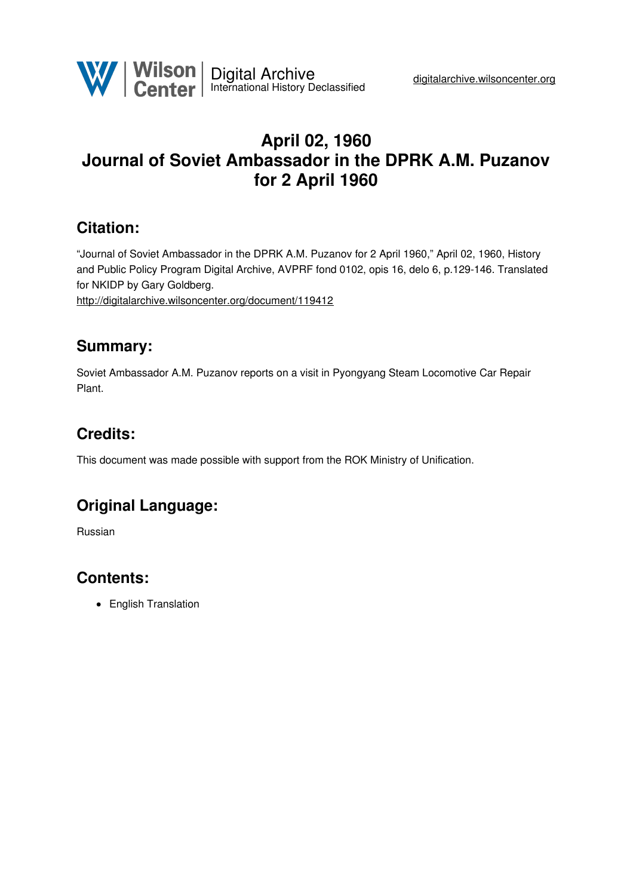Wilson Center | Digital Archive
International History Declassified

digitalarchive.wilsoncenter.org

# April 02, 1960
# Journal of Soviet Ambassador in the DPRK A.M. Puzanov for 2 April 1960

## Citation:

"Journal of Soviet Ambassador in the DPRK A.M. Puzanov for 2 April 1960," April 02, 1960, History and Public Policy Program Digital Archive, AVPRF fond 0102, opis 16, delo 6, p.129-146. Translated for NKIDP by Gary Goldberg.
http://digitalarchive.wilsoncenter.org/document/119412

## Summary:

Soviet Ambassador A.M. Puzanov reports on a visit in Pyongyang Steam Locomotive Car Repair Plant.

## Credits:

This document was made possible with support from the ROK Ministry of Unification.

## Original Language:

Russian

## Contents:

- English Translation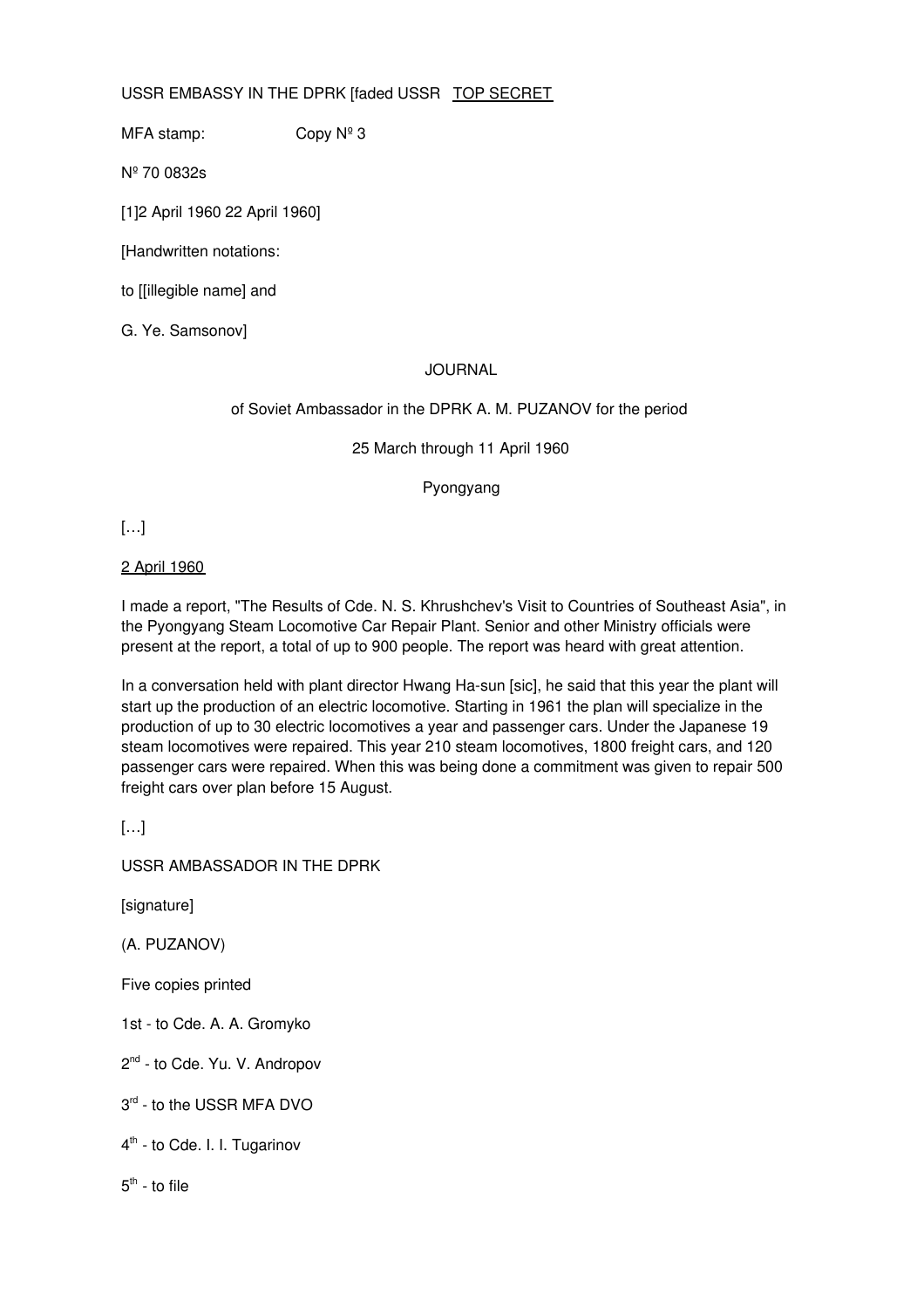USSR EMBASSY IN THE DPRK [faded USSR <u>TOP SECRET</u>

MFA stamp: Copy Nº 3

Nº 70 0832s

[1]2 April 1960 22 April 1960]

[Handwritten notations:

to [[illegible name] and

G. Ye. Samsonov]

JOURNAL

of Soviet Ambassador in the DPRK A. M. PUZANOV for the period

25 March through 11 April 1960

Pyongyang

[…]

<u>2 April 1960</u>

I made a report, "The Results of Cde. N. S. Khrushchev's Visit to Countries of Southeast Asia", in the Pyongyang Steam Locomotive Car Repair Plant. Senior and other Ministry officials were present at the report, a total of up to 900 people. The report was heard with great attention.

In a conversation held with plant director Hwang Ha-sun [sic], he said that this year the plant will start up the production of an electric locomotive. Starting in 1961 the plan will specialize in the production of up to 30 electric locomotives a year and passenger cars. Under the Japanese 19 steam locomotives were repaired. This year 210 steam locomotives, 1800 freight cars, and 120 passenger cars were repaired. When this was being done a commitment was given to repair 500 freight cars over plan before 15 August.

[…]

USSR AMBASSADOR IN THE DPRK

[signature]

(A. PUZANOV)

Five copies printed

1st - to Cde. A. A. Gromyko

2nd - to Cde. Yu. V. Andropov

3rd - to the USSR MFA DVO

4th - to Cde. I. I. Tugarinov

5th - to file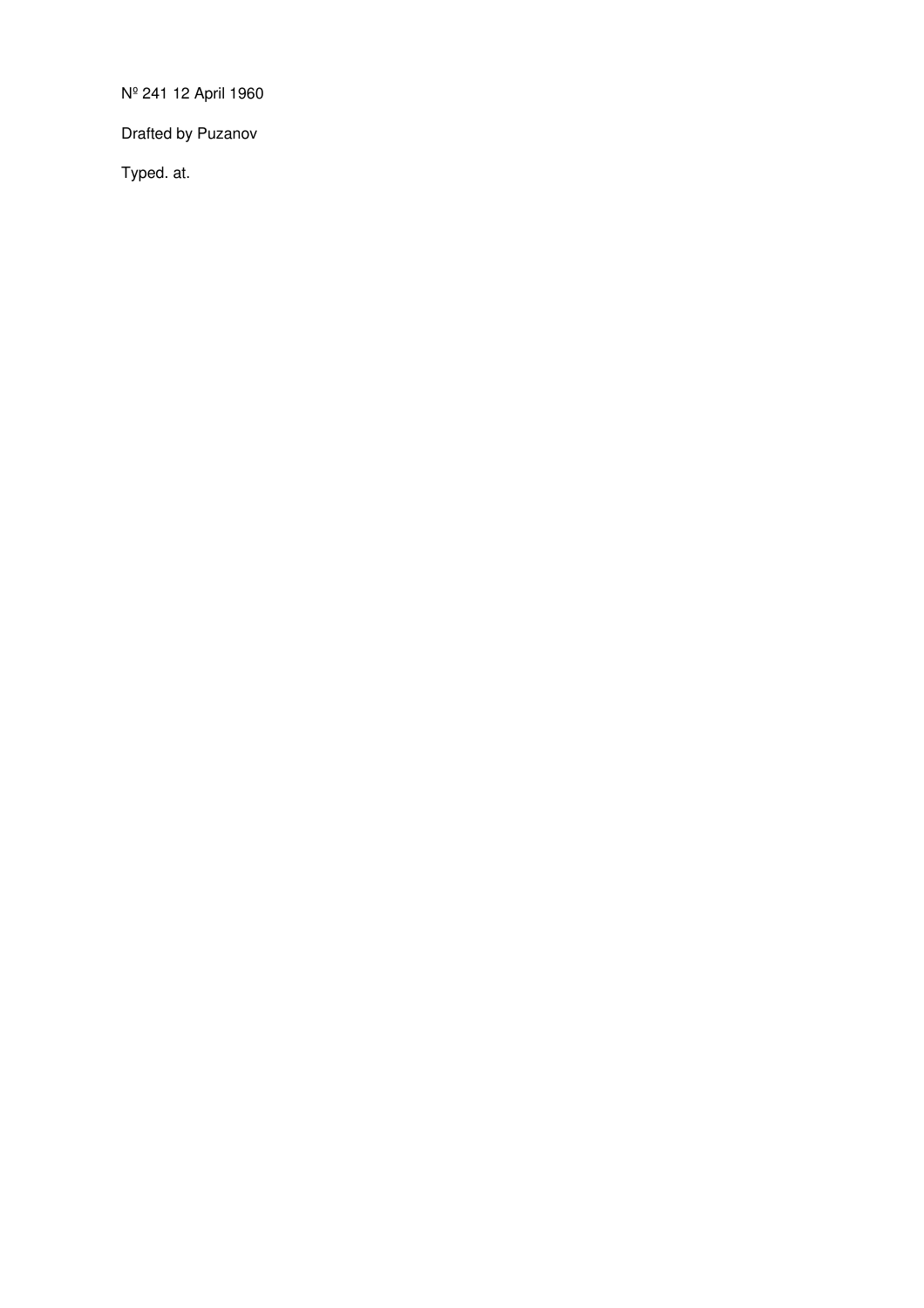Nº 241 12 April 1960

Drafted by Puzanov

Typed. at.